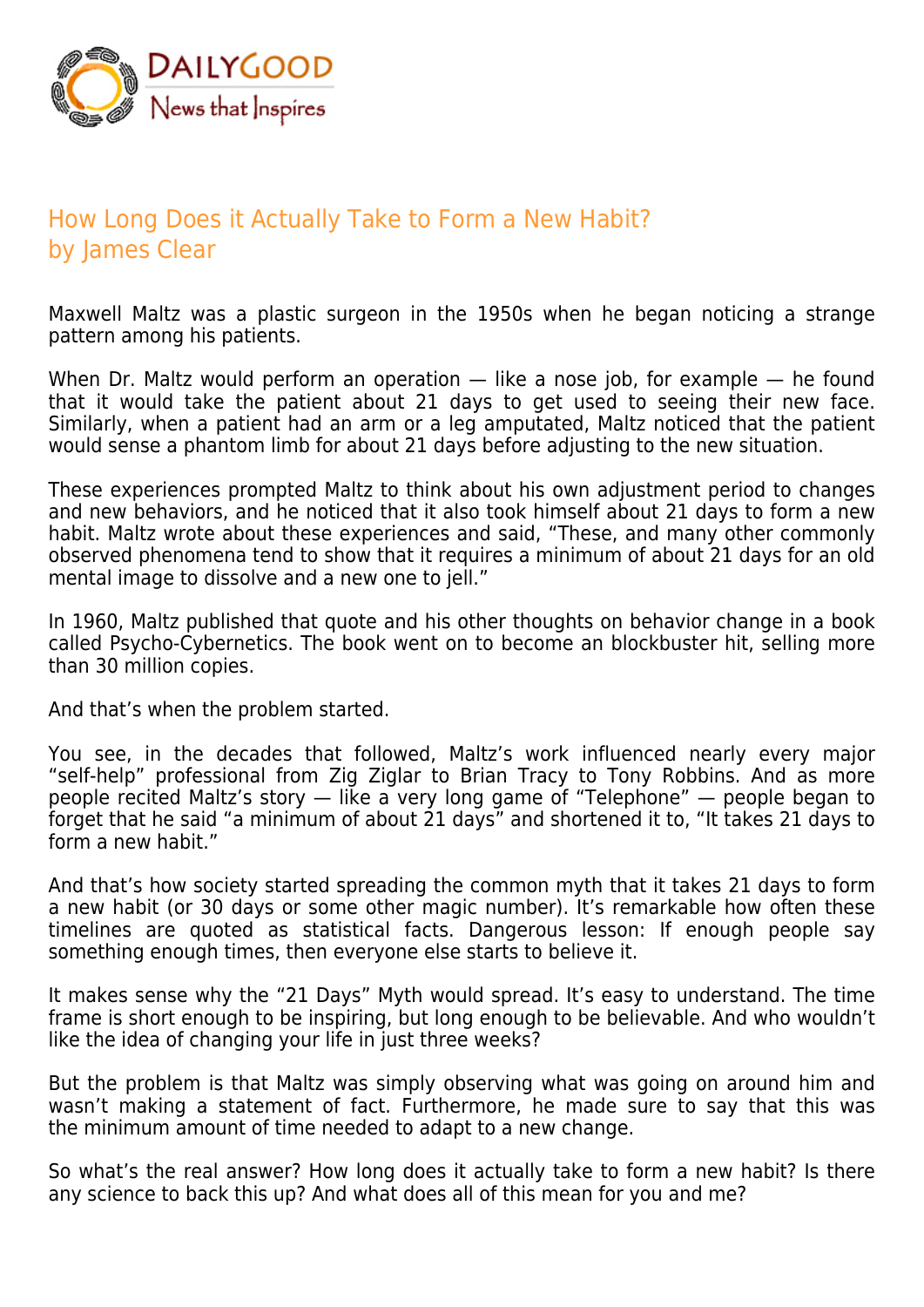# How Long Does it Actually Take to Form a New Habit?
by James Clear

Maxwell Maltz was a plastic surgeon in the 1950s when he began noticing a strange pattern among his patients.

When Dr. Maltz would perform an operation — like a nose job, for example — he found that it would take the patient about 21 days to get used to seeing their new face. Similarly, when a patient had an arm or a leg amputated, Maltz noticed that the patient would sense a phantom limb for about 21 days before adjusting to the new situation.

These experiences prompted Maltz to think about his own adjustment period to changes and new behaviors, and he noticed that it also took himself about 21 days to form a new habit. Maltz wrote about these experiences and said, "These, and many other commonly observed phenomena tend to show that it requires a minimum of about 21 days for an old mental image to dissolve and a new one to jell."

In 1960, Maltz published that quote and his other thoughts on behavior change in a book called Psycho-Cybernetics. The book went on to become an blockbuster hit, selling more than 30 million copies.

And that's when the problem started.

You see, in the decades that followed, Maltz's work influenced nearly every major "self-help" professional from Zig Ziglar to Brian Tracy to Tony Robbins. And as more people recited Maltz's story — like a very long game of "Telephone" — people began to forget that he said "a minimum of about 21 days" and shortened it to, "It takes 21 days to form a new habit."

And that's how society started spreading the common myth that it takes 21 days to form a new habit (or 30 days or some other magic number). It's remarkable how often these timelines are quoted as statistical facts. Dangerous lesson: If enough people say something enough times, then everyone else starts to believe it.

It makes sense why the "21 Days" Myth would spread. It's easy to understand. The time frame is short enough to be inspiring, but long enough to be believable. And who wouldn't like the idea of changing your life in just three weeks?

But the problem is that Maltz was simply observing what was going on around him and wasn't making a statement of fact. Furthermore, he made sure to say that this was the minimum amount of time needed to adapt to a new change.

So what's the real answer? How long does it actually take to form a new habit? Is there any science to back this up? And what does all of this mean for you and me?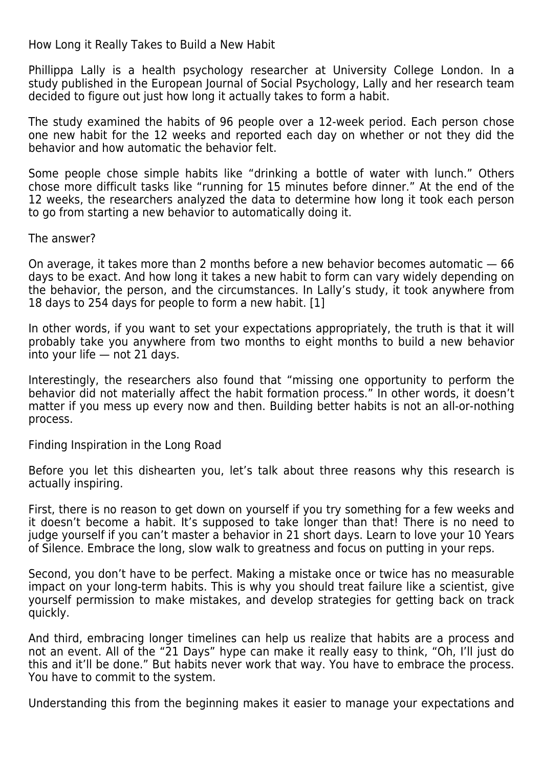## How Long it Really Takes to Build a New Habit

Phillippa Lally is a health psychology researcher at University College London. In a study published in the European Journal of Social Psychology, Lally and her research team decided to figure out just how long it actually takes to form a habit.

The study examined the habits of 96 people over a 12-week period. Each person chose one new habit for the 12 weeks and reported each day on whether or not they did the behavior and how automatic the behavior felt.

Some people chose simple habits like "drinking a bottle of water with lunch." Others chose more difficult tasks like "running for 15 minutes before dinner." At the end of the 12 weeks, the researchers analyzed the data to determine how long it took each person to go from starting a new behavior to automatically doing it.

The answer?

On average, it takes more than 2 months before a new behavior becomes automatic — 66 days to be exact. And how long it takes a new habit to form can vary widely depending on the behavior, the person, and the circumstances. In Lally's study, it took anywhere from 18 days to 254 days for people to form a new habit. [1]

In other words, if you want to set your expectations appropriately, the truth is that it will probably take you anywhere from two months to eight months to build a new behavior into your life — not 21 days.

Interestingly, the researchers also found that "missing one opportunity to perform the behavior did not materially affect the habit formation process." In other words, it doesn't matter if you mess up every now and then. Building better habits is not an all-or-nothing process.

## Finding Inspiration in the Long Road

Before you let this dishearten you, let's talk about three reasons why this research is actually inspiring.

First, there is no reason to get down on yourself if you try something for a few weeks and it doesn't become a habit. It's supposed to take longer than that! There is no need to judge yourself if you can't master a behavior in 21 short days. Learn to love your 10 Years of Silence. Embrace the long, slow walk to greatness and focus on putting in your reps.

Second, you don't have to be perfect. Making a mistake once or twice has no measurable impact on your long-term habits. This is why you should treat failure like a scientist, give yourself permission to make mistakes, and develop strategies for getting back on track quickly.

And third, embracing longer timelines can help us realize that habits are a process and not an event. All of the "21 Days" hype can make it really easy to think, "Oh, I'll just do this and it'll be done." But habits never work that way. You have to embrace the process. You have to commit to the system.

Understanding this from the beginning makes it easier to manage your expectations and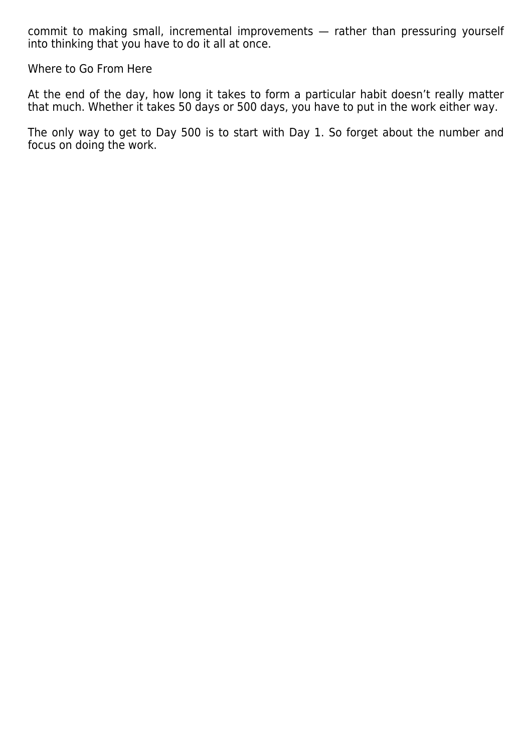commit to making small, incremental improvements — rather than pressuring yourself into thinking that you have to do it all at once.

## Where to Go From Here

At the end of the day, how long it takes to form a particular habit doesn't really matter that much. Whether it takes 50 days or 500 days, you have to put in the work either way.

The only way to get to Day 500 is to start with Day 1. So forget about the number and focus on doing the work.